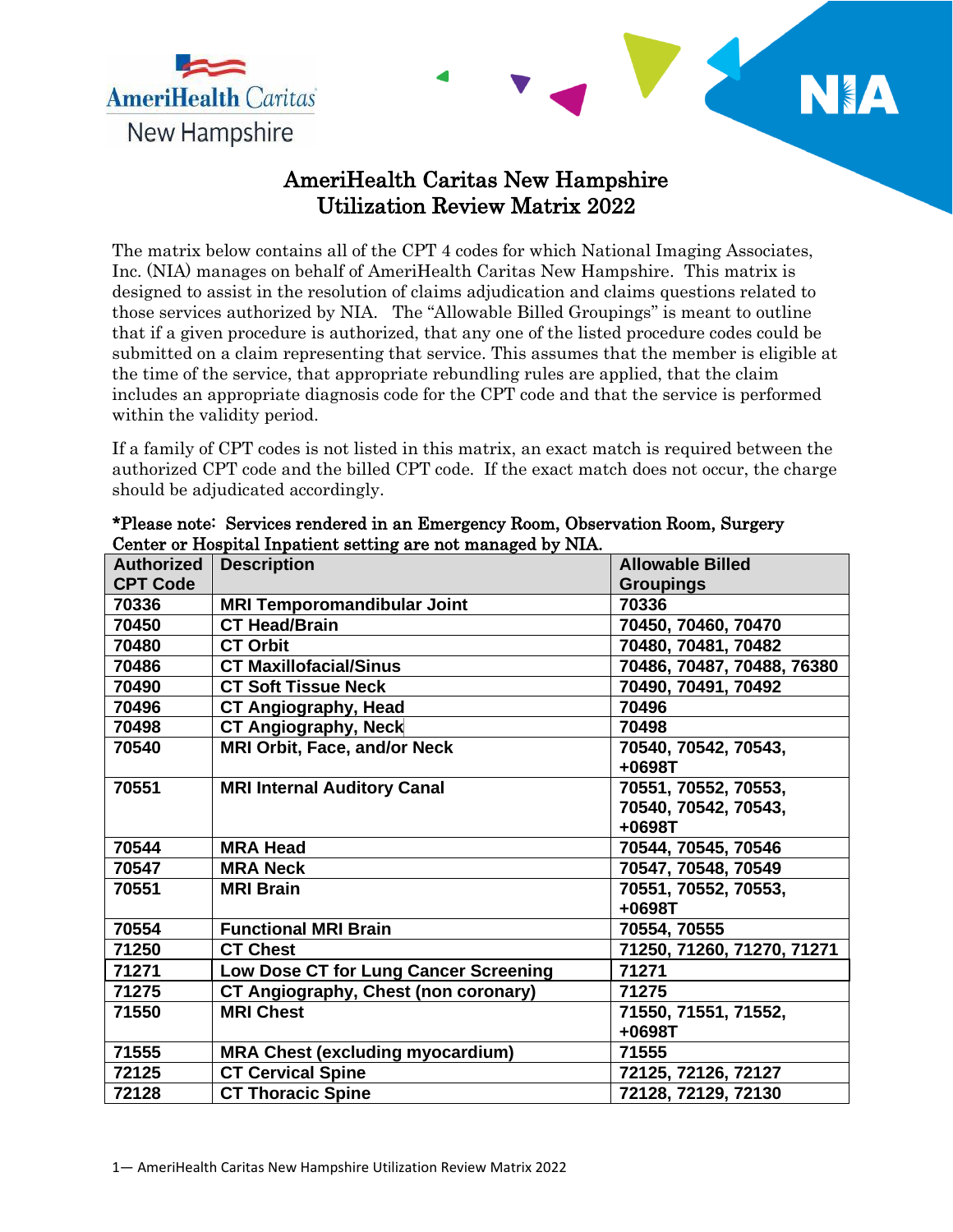# AmeriHealth Caritas New Hampshire Utilization Review Matrix 2022

The matrix below contains all of the CPT 4 codes for which National Imaging Associates, Inc. (NIA) manages on behalf of AmeriHealth Caritas New Hampshire. This matrix is designed to assist in the resolution of claims adjudication and claims questions related to those services authorized by NIA. The "Allowable Billed Groupings" is meant to outline that if a given procedure is authorized, that any one of the listed procedure codes could be submitted on a claim representing that service. This assumes that the member is eligible at the time of the service, that appropriate rebundling rules are applied, that the claim includes an appropriate diagnosis code for the CPT code and that the service is performed within the validity period.

If a family of CPT codes is not listed in this matrix, an exact match is required between the authorized CPT code and the billed CPT code. If the exact match does not occur, the charge should be adjudicated accordingly.

**\*Please note: Services rendered in an Emergency Room, Observation Room, Surgery Center or Hospital Inpatient setting are not managed by NIA.**

| Authorized CPT Code | Description | Allowable Billed Groupings |
|---|---|---|
| 70336 | MRI Temporomandibular Joint | 70336 |
| 70450 | CT Head/Brain | 70450, 70460, 70470 |
| 70480 | CT Orbit | 70480, 70481, 70482 |
| 70486 | CT Maxillofacial/Sinus | 70486, 70487, 70488, 76380 |
| 70490 | CT Soft Tissue Neck | 70490, 70491, 70492 |
| 70496 | CT Angiography, Head | 70496 |
| 70498 | CT Angiography, Neck | 70498 |
| 70540 | MRI Orbit, Face, and/or Neck | 70540, 70542, 70543, +0698T |
| 70551 | MRI Internal Auditory Canal | 70551, 70552, 70553, 70540, 70542, 70543, +0698T |
| 70544 | MRA Head | 70544, 70545, 70546 |
| 70547 | MRA Neck | 70547, 70548, 70549 |
| 70551 | MRI Brain | 70551, 70552, 70553, +0698T |
| 70554 | Functional MRI Brain | 70554, 70555 |
| 71250 | CT Chest | 71250, 71260, 71270, 71271 |
| 71271 | Low Dose CT for Lung Cancer Screening | 71271 |
| 71275 | CT Angiography, Chest (non coronary) | 71275 |
| 71550 | MRI Chest | 71550, 71551, 71552, +0698T |
| 71555 | MRA Chest (excluding myocardium) | 71555 |
| 72125 | CT Cervical Spine | 72125, 72126, 72127 |
| 72128 | CT Thoracic Spine | 72128, 72129, 72130 |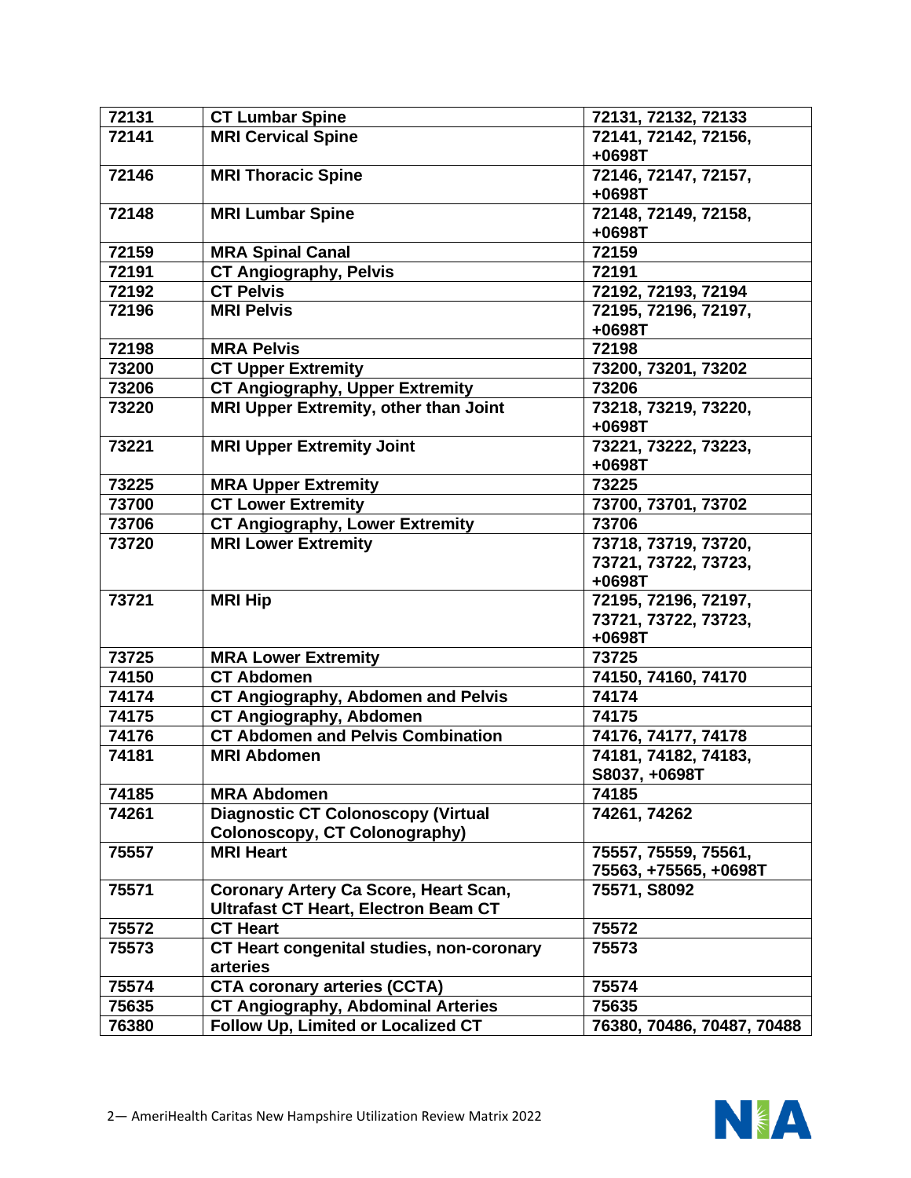| 72131 | CT Lumbar Spine | 72131, 72132, 72133 |
|---|---|---|
| 72141 | MRI Cervical Spine | 72141, 72142, 72156, +0698T |
| 72146 | MRI Thoracic Spine | 72146, 72147, 72157, +0698T |
| 72148 | MRI Lumbar Spine | 72148, 72149, 72158, +0698T |
| 72159 | MRA Spinal Canal | 72159 |
| 72191 | CT Angiography, Pelvis | 72191 |
| 72192 | CT Pelvis | 72192, 72193, 72194 |
| 72196 | MRI Pelvis | 72195, 72196, 72197, +0698T |
| 72198 | MRA Pelvis | 72198 |
| 73200 | CT Upper Extremity | 73200, 73201, 73202 |
| 73206 | CT Angiography, Upper Extremity | 73206 |
| 73220 | MRI Upper Extremity, other than Joint | 73218, 73219, 73220, +0698T |
| 73221 | MRI Upper Extremity Joint | 73221, 73222, 73223, +0698T |
| 73225 | MRA Upper Extremity | 73225 |
| 73700 | CT Lower Extremity | 73700, 73701, 73702 |
| 73706 | CT Angiography, Lower Extremity | 73706 |
| 73720 | MRI Lower Extremity | 73718, 73719, 73720, 73721, 73722, 73723, +0698T |
| 73721 | MRI Hip | 72195, 72196, 72197, 73721, 73722, 73723, +0698T |
| 73725 | MRA Lower Extremity | 73725 |
| 74150 | CT Abdomen | 74150, 74160, 74170 |
| 74174 | CT Angiography, Abdomen and Pelvis | 74174 |
| 74175 | CT Angiography, Abdomen | 74175 |
| 74176 | CT Abdomen and Pelvis Combination | 74176, 74177, 74178 |
| 74181 | MRI Abdomen | 74181, 74182, 74183, S8037, +0698T |
| 74185 | MRA Abdomen | 74185 |
| 74261 | Diagnostic CT Colonoscopy (Virtual Colonoscopy, CT Colonography) | 74261, 74262 |
| 75557 | MRI Heart | 75557, 75559, 75561, 75563, +75565, +0698T |
| 75571 | Coronary Artery Ca Score, Heart Scan, Ultrafast CT Heart, Electron Beam CT | 75571, S8092 |
| 75572 | CT Heart | 75572 |
| 75573 | CT Heart congenital studies, non-coronary arteries | 75573 |
| 75574 | CTA coronary arteries (CCTA) | 75574 |
| 75635 | CT Angiography, Abdominal Arteries | 75635 |
| 76380 | Follow Up, Limited or Localized CT | 76380, 70486, 70487, 70488 |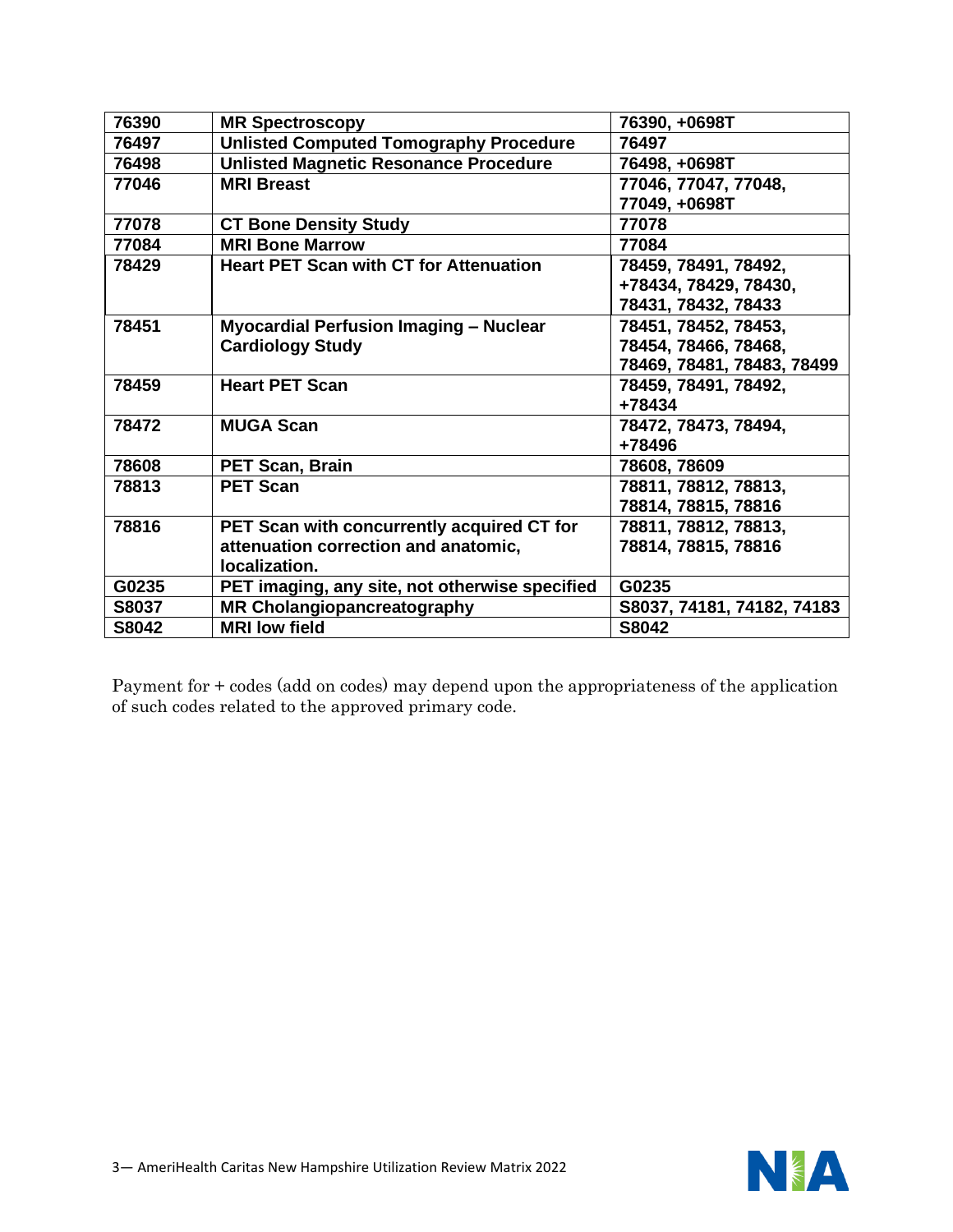| | | |
|---|---|---|
| **76390** | **MR Spectroscopy** | **76390, +0698T** |
| **76497** | **Unlisted Computed Tomography Procedure** | **76497** |
| **76498** | **Unlisted Magnetic Resonance Procedure** | **76498, +0698T** |
| **77046** | **MRI Breast** | **77046, 77047, 77048, 77049, +0698T** |
| **77078** | **CT Bone Density Study** | **77078** |
| **77084** | **MRI Bone Marrow** | **77084** |
| **78429** | **Heart PET Scan with CT for Attenuation** | **78459, 78491, 78492, +78434, 78429, 78430, 78431, 78432, 78433** |
| **78451** | **Myocardial Perfusion Imaging – Nuclear Cardiology Study** | **78451, 78452, 78453, 78454, 78466, 78468, 78469, 78481, 78483, 78499** |
| **78459** | **Heart PET Scan** | **78459, 78491, 78492, +78434** |
| **78472** | **MUGA Scan** | **78472, 78473, 78494, +78496** |
| **78608** | **PET Scan, Brain** | **78608, 78609** |
| **78813** | **PET Scan** | **78811, 78812, 78813, 78814, 78815, 78816** |
| **78816** | **PET Scan with concurrently acquired CT for attenuation correction and anatomic, localization.** | **78811, 78812, 78813, 78814, 78815, 78816** |
| **G0235** | **PET imaging, any site, not otherwise specified** | **G0235** |
| **S8037** | **MR Cholangiopancreatography** | **S8037, 74181, 74182, 74183** |
| **S8042** | **MRI low field** | **S8042** |

Payment for + codes (add on codes) may depend upon the appropriateness of the application of such codes related to the approved primary code.